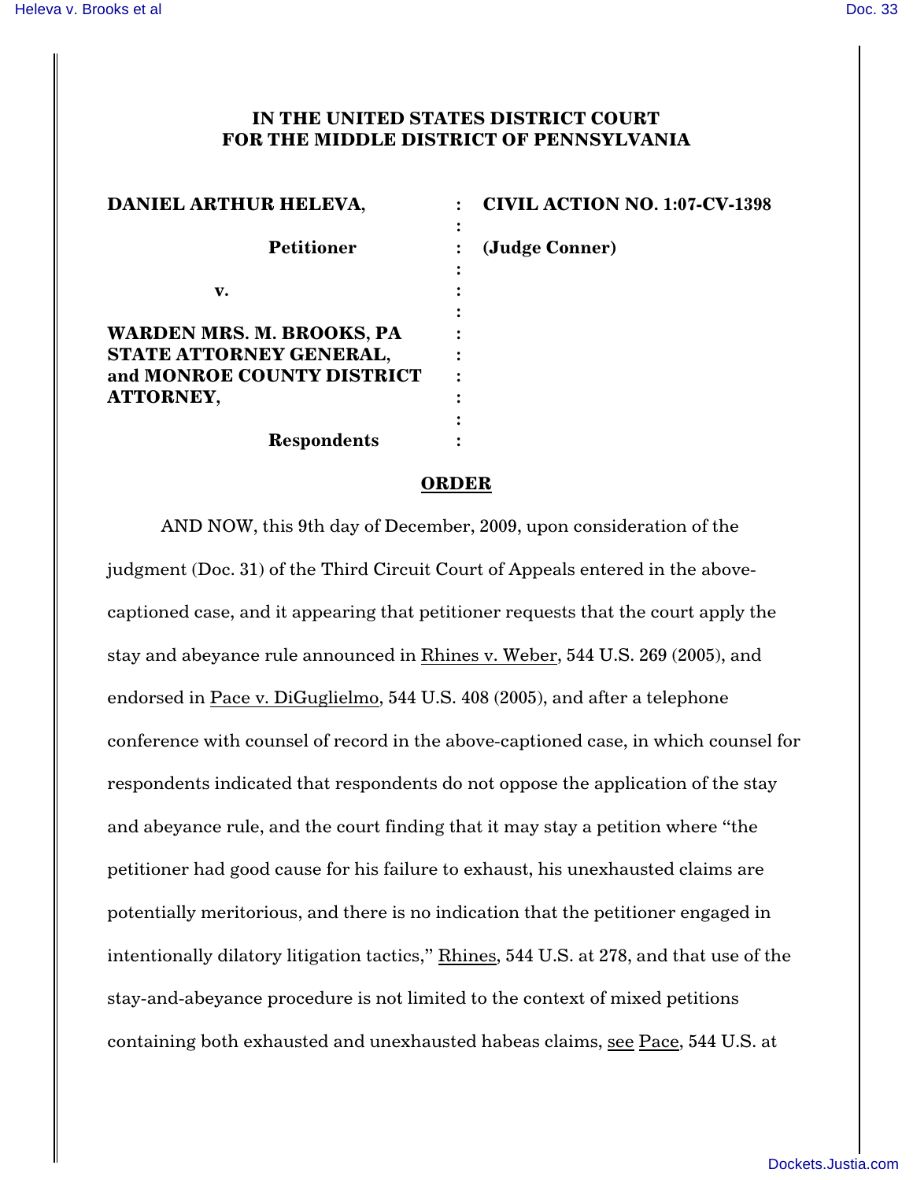**IN THE UNITED STATES DISTRICT COURT**
**FOR THE MIDDLE DISTRICT OF PENNSYLVANIA**

| | | |
|---|---|---|
| **DANIEL ARTHUR HELEVA,** | : | **CIVIL ACTION NO. 1:07-CV-1398** |
| | : | |
| **Petitioner** | : | **(Judge Conner)** |
| | : | |
| **v.** | : | |
| | : | |
| **WARDEN MRS. M. BROOKS, PA STATE ATTORNEY GENERAL, and MONROE COUNTY DISTRICT ATTORNEY,** | : | |
| | : | |
| **Respondents** | : | |

**ORDER**

AND NOW, this 9th day of December, 2009, upon consideration of the judgment (Doc. 31) of the Third Circuit Court of Appeals entered in the above-captioned case, and it appearing that petitioner requests that the court apply the stay and abeyance rule announced in Rhines v. Weber, 544 U.S. 269 (2005), and endorsed in Pace v. DiGuglielmo, 544 U.S. 408 (2005), and after a telephone conference with counsel of record in the above-captioned case, in which counsel for respondents indicated that respondents do not oppose the application of the stay and abeyance rule, and the court finding that it may stay a petition where "the petitioner had good cause for his failure to exhaust, his unexhausted claims are potentially meritorious, and there is no indication that the petitioner engaged in intentionally dilatory litigation tactics," Rhines, 544 U.S. at 278, and that use of the stay-and-abeyance procedure is not limited to the context of mixed petitions containing both exhausted and unexhausted habeas claims, see Pace, 544 U.S. at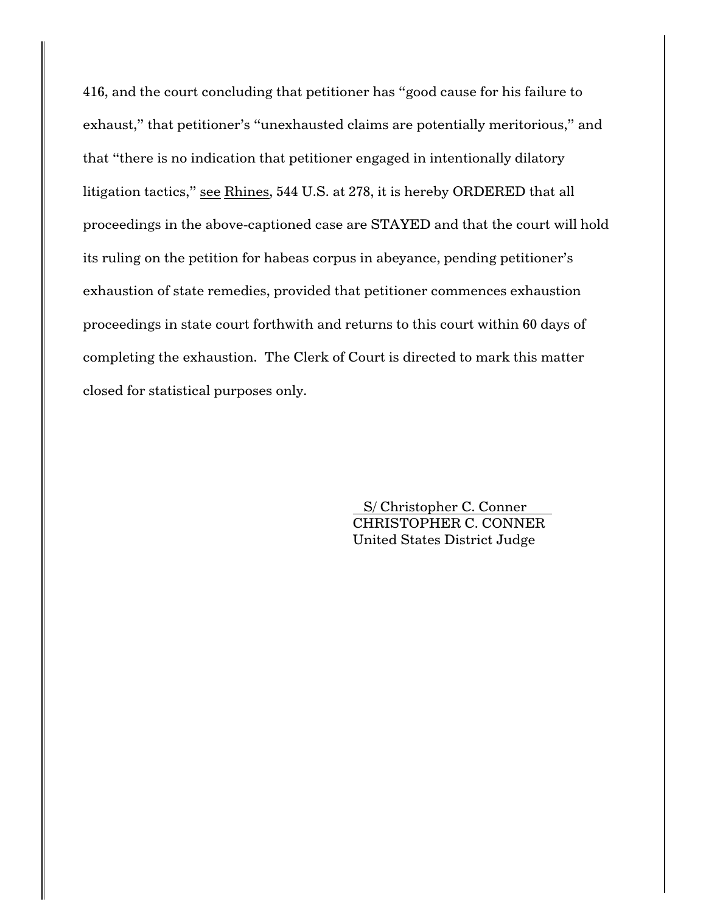416, and the court concluding that petitioner has "good cause for his failure to exhaust," that petitioner's "unexhausted claims are potentially meritorious," and that "there is no indication that petitioner engaged in intentionally dilatory litigation tactics," see Rhines, 544 U.S. at 278, it is hereby ORDERED that all proceedings in the above-captioned case are STAYED and that the court will hold its ruling on the petition for habeas corpus in abeyance, pending petitioner's exhaustion of state remedies, provided that petitioner commences exhaustion proceedings in state court forthwith and returns to this court within 60 days of completing the exhaustion. The Clerk of Court is directed to mark this matter closed for statistical purposes only.

S/ Christopher C. Conner
CHRISTOPHER C. CONNER
United States District Judge